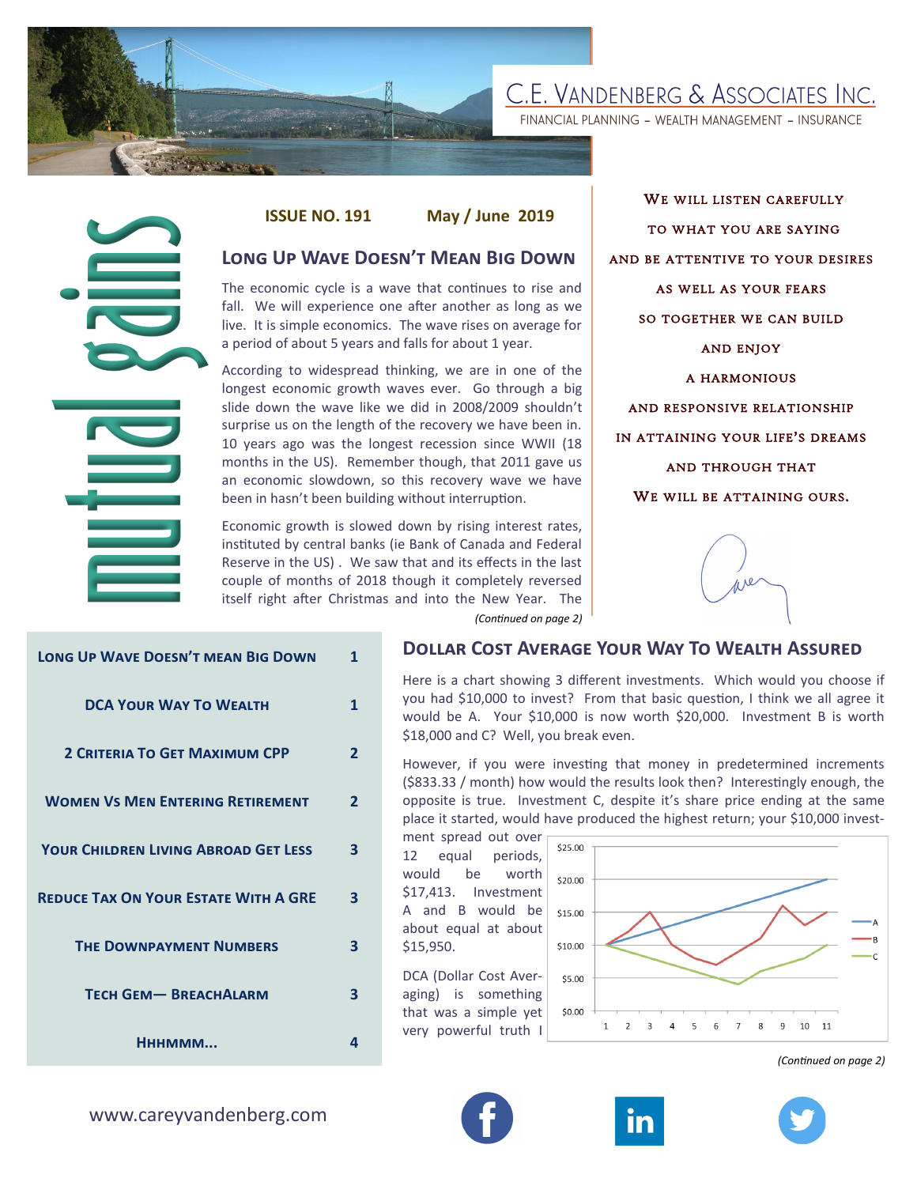# C.E. Vandenberg & Associates Inc.

FINANCIAL PLANNING – WEALTH MANAGEMENT – INSURANCE

# mutual gains

**ISSUE NO. 191** **May / June 2019**

## Long Up Wave Doesn't Mean Big Down

The economic cycle is a wave that continues to rise and fall. We will experience one after another as long as we live. It is simple economics. The wave rises on average for a period of about 5 years and falls for about 1 year.

According to widespread thinking, we are in one of the longest economic growth waves ever. Go through a big slide down the wave like we did in 2008/2009 shouldn't surprise us on the length of the recovery we have been in. 10 years ago was the longest recession since WWII (18 months in the US). Remember though, that 2011 gave us an economic slowdown, so this recovery wave we have been in hasn't been building without interruption.

Economic growth is slowed down by rising interest rates, instituted by central banks (ie Bank of Canada and Federal Reserve in the US) . We saw that and its effects in the last couple of months of 2018 though it completely reversed itself right after Christmas and into the New Year. The

*(Continued on page 2)*

We will listen carefully
to what you are saying
and be attentive to your desires
as well as your fears
so together we can build
and enjoy
a harmonious
and responsive relationship
in attaining your life's dreams
and through that
we will be attaining ours.

| | |
|---|---|
| Long Up Wave Doesn't mean Big Down | 1 |
| DCA Your Way To Wealth | 1 |
| 2 Criteria To Get Maximum CPP | 2 |
| Women Vs Men Entering Retirement | 2 |
| Your Children Living Abroad Get Less | 3 |
| Reduce Tax On Your Estate With A GRE | 3 |
| The Downpayment Numbers | 3 |
| Tech Gem— BreachAlarm | 3 |
| Hhhmmm... | 4 |

## Dollar Cost Average Your Way To Wealth Assured

Here is a chart showing 3 different investments. Which would you choose if you had $10,000 to invest? From that basic question, I think we all agree it would be A. Your $10,000 is now worth $20,000. Investment B is worth $18,000 and C? Well, you break even.

However, if you were investing that money in predetermined increments ($833.33 / month) how would the results look then? Interestingly enough, the opposite is true. Investment C, despite it's share price ending at the same place it started, would have produced the highest return; your $10,000 investment spread out over 12 equal periods, would be worth $17,413. Investment A and B would be about equal at about $15,950.

DCA (Dollar Cost Averaging) is something that was a simple yet very powerful truth I

*(Continued on page 2)*

www.careyvandenberg.com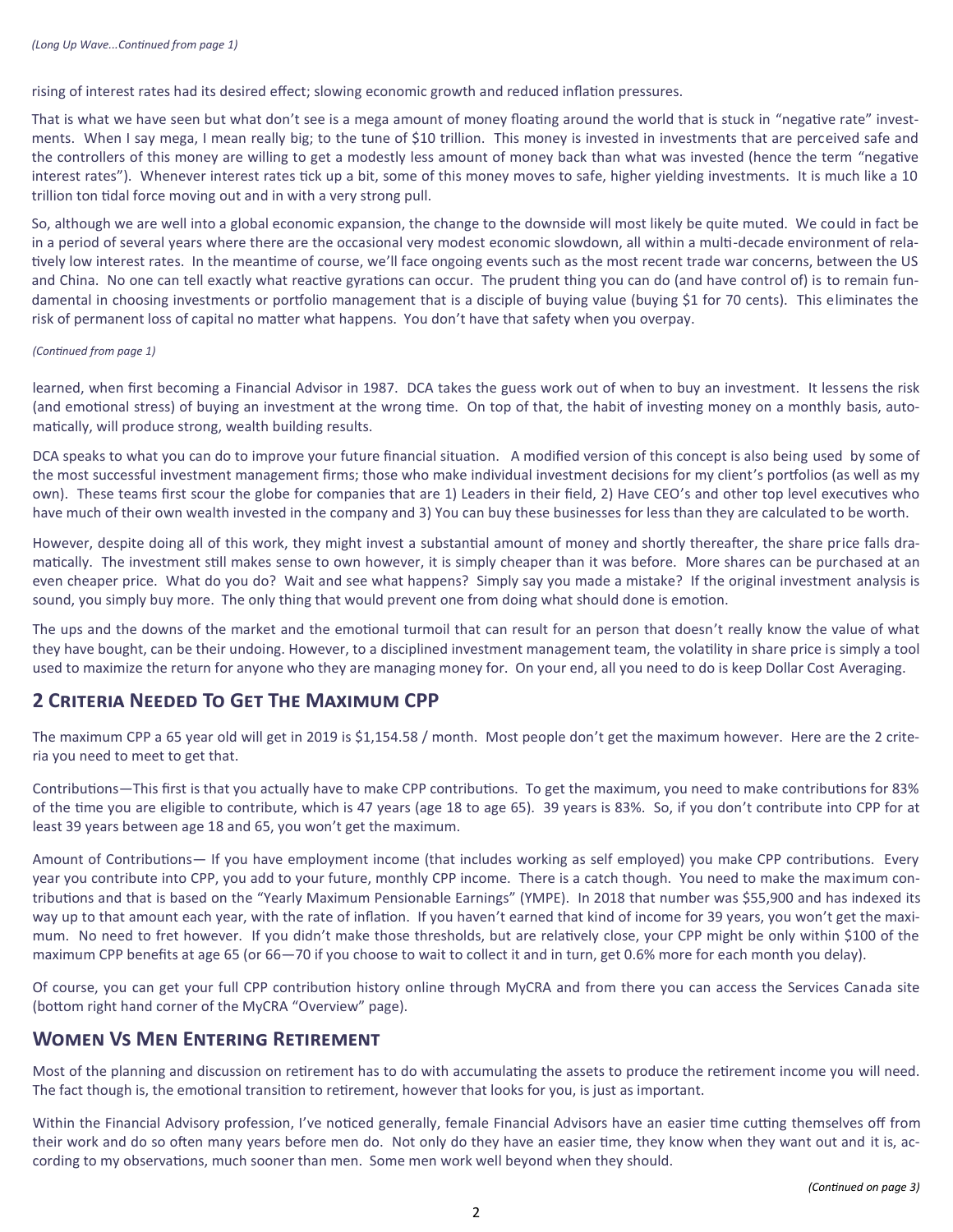*(Long Up Wave...Continued from page 1)*

rising of interest rates had its desired effect; slowing economic growth and reduced inflation pressures.

That is what we have seen but what don't see is a mega amount of money floating around the world that is stuck in "negative rate" investments. When I say mega, I mean really big; to the tune of $10 trillion. This money is invested in investments that are perceived safe and the controllers of this money are willing to get a modestly less amount of money back than what was invested (hence the term "negative interest rates"). Whenever interest rates tick up a bit, some of this money moves to safe, higher yielding investments. It is much like a 10 trillion ton tidal force moving out and in with a very strong pull.

So, although we are well into a global economic expansion, the change to the downside will most likely be quite muted. We could in fact be in a period of several years where there are the occasional very modest economic slowdown, all within a multi-decade environment of relatively low interest rates. In the meantime of course, we'll face ongoing events such as the most recent trade war concerns, between the US and China. No one can tell exactly what reactive gyrations can occur. The prudent thing you can do (and have control of) is to remain fundamental in choosing investments or portfolio management that is a disciple of buying value (buying $1 for 70 cents). This eliminates the risk of permanent loss of capital no matter what happens. You don't have that safety when you overpay.

*(Continued from page 1)*

learned, when first becoming a Financial Advisor in 1987. DCA takes the guess work out of when to buy an investment. It lessens the risk (and emotional stress) of buying an investment at the wrong time. On top of that, the habit of investing money on a monthly basis, automatically, will produce strong, wealth building results.

DCA speaks to what you can do to improve your future financial situation. A modified version of this concept is also being used by some of the most successful investment management firms; those who make individual investment decisions for my client's portfolios (as well as my own). These teams first scour the globe for companies that are 1) Leaders in their field, 2) Have CEO's and other top level executives who have much of their own wealth invested in the company and 3) You can buy these businesses for less than they are calculated to be worth.

However, despite doing all of this work, they might invest a substantial amount of money and shortly thereafter, the share price falls dramatically. The investment still makes sense to own however, it is simply cheaper than it was before. More shares can be purchased at an even cheaper price. What do you do? Wait and see what happens? Simply say you made a mistake? If the original investment analysis is sound, you simply buy more. The only thing that would prevent one from doing what should done is emotion.

The ups and the downs of the market and the emotional turmoil that can result for an person that doesn't really know the value of what they have bought, can be their undoing. However, to a disciplined investment management team, the volatility in share price is simply a tool used to maximize the return for anyone who they are managing money for. On your end, all you need to do is keep Dollar Cost Averaging.

## 2 Criteria Needed To Get The Maximum CPP

The maximum CPP a 65 year old will get in 2019 is $1,154.58 / month. Most people don't get the maximum however. Here are the 2 criteria you need to meet to get that.

Contributions—This first is that you actually have to make CPP contributions. To get the maximum, you need to make contributions for 83% of the time you are eligible to contribute, which is 47 years (age 18 to age 65). 39 years is 83%. So, if you don't contribute into CPP for at least 39 years between age 18 and 65, you won't get the maximum.

Amount of Contributions— If you have employment income (that includes working as self employed) you make CPP contributions. Every year you contribute into CPP, you add to your future, monthly CPP income. There is a catch though. You need to make the maximum contributions and that is based on the "Yearly Maximum Pensionable Earnings" (YMPE). In 2018 that number was $55,900 and has indexed its way up to that amount each year, with the rate of inflation. If you haven't earned that kind of income for 39 years, you won't get the maximum. No need to fret however. If you didn't make those thresholds, but are relatively close, your CPP might be only within $100 of the maximum CPP benefits at age 65 (or 66—70 if you choose to wait to collect it and in turn, get 0.6% more for each month you delay).

Of course, you can get your full CPP contribution history online through MyCRA and from there you can access the Services Canada site (bottom right hand corner of the MyCRA "Overview" page).

## Women Vs Men Entering Retirement

Most of the planning and discussion on retirement has to do with accumulating the assets to produce the retirement income you will need. The fact though is, the emotional transition to retirement, however that looks for you, is just as important.

Within the Financial Advisory profession, I've noticed generally, female Financial Advisors have an easier time cutting themselves off from their work and do so often many years before men do. Not only do they have an easier time, they know when they want out and it is, according to my observations, much sooner than men. Some men work well beyond when they should.

*(Continued on page 3)*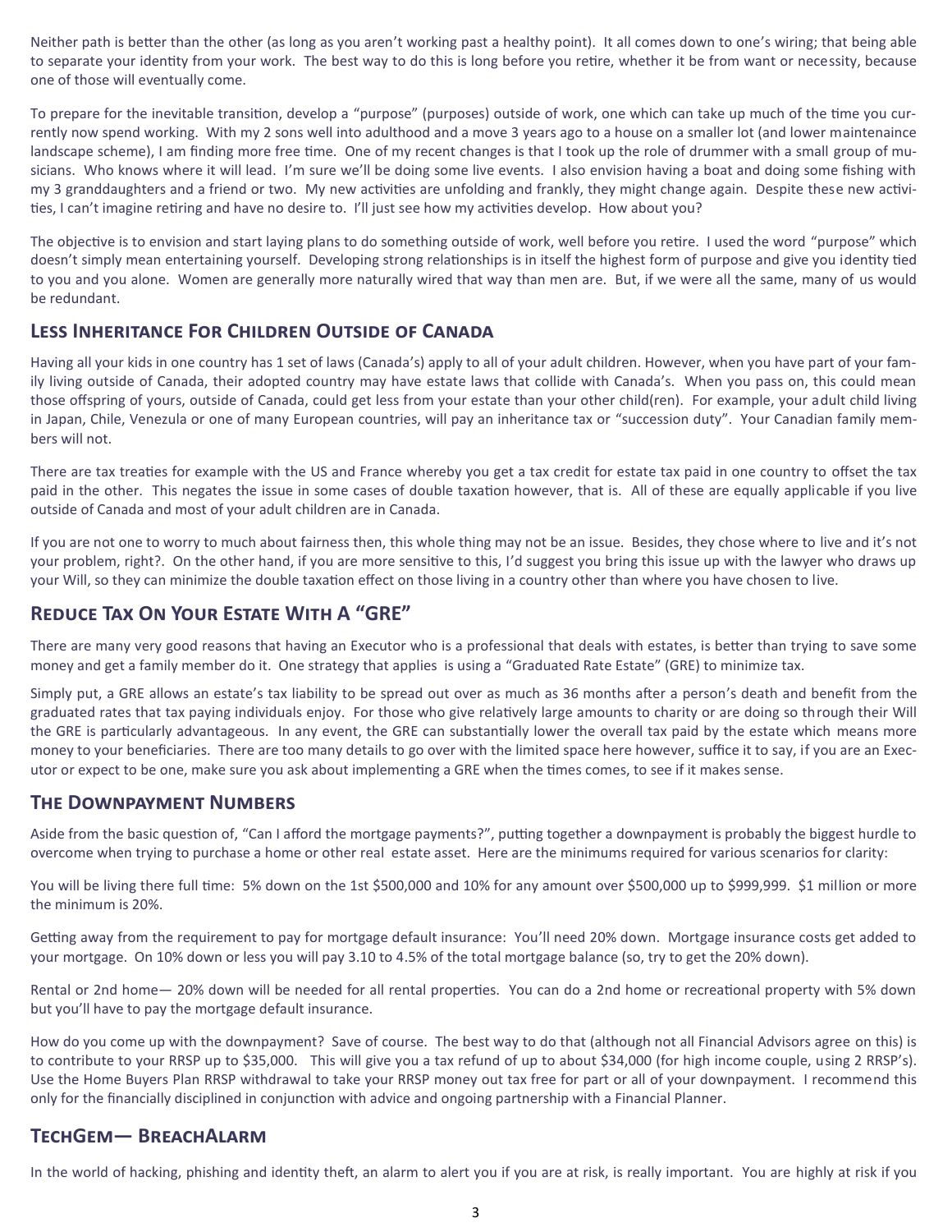Neither path is better than the other (as long as you aren't working past a healthy point). It all comes down to one's wiring; that being able to separate your identity from your work. The best way to do this is long before you retire, whether it be from want or necessity, because one of those will eventually come.

To prepare for the inevitable transition, develop a "purpose" (purposes) outside of work, one which can take up much of the time you currently now spend working. With my 2 sons well into adulthood and a move 3 years ago to a house on a smaller lot (and lower maintenaince landscape scheme), I am finding more free time. One of my recent changes is that I took up the role of drummer with a small group of musicians. Who knows where it will lead. I'm sure we'll be doing some live events. I also envision having a boat and doing some fishing with my 3 granddaughters and a friend or two. My new activities are unfolding and frankly, they might change again. Despite these new activities, I can't imagine retiring and have no desire to. I'll just see how my activities develop. How about you?

The objective is to envision and start laying plans to do something outside of work, well before you retire. I used the word "purpose" which doesn't simply mean entertaining yourself. Developing strong relationships is in itself the highest form of purpose and give you identity tied to you and you alone. Women are generally more naturally wired that way than men are. But, if we were all the same, many of us would be redundant.

## Less Inheritance For Children Outside of Canada

Having all your kids in one country has 1 set of laws (Canada's) apply to all of your adult children. However, when you have part of your family living outside of Canada, their adopted country may have estate laws that collide with Canada's. When you pass on, this could mean those offspring of yours, outside of Canada, could get less from your estate than your other child(ren). For example, your adult child living in Japan, Chile, Venezula or one of many European countries, will pay an inheritance tax or "succession duty". Your Canadian family members will not.

There are tax treaties for example with the US and France whereby you get a tax credit for estate tax paid in one country to offset the tax paid in the other. This negates the issue in some cases of double taxation however, that is. All of these are equally applicable if you live outside of Canada and most of your adult children are in Canada.

If you are not one to worry to much about fairness then, this whole thing may not be an issue. Besides, they chose where to live and it's not your problem, right?. On the other hand, if you are more sensitive to this, I'd suggest you bring this issue up with the lawyer who draws up your Will, so they can minimize the double taxation effect on those living in a country other than where you have chosen to live.

## Reduce Tax On Your Estate With A "GRE"

There are many very good reasons that having an Executor who is a professional that deals with estates, is better than trying to save some money and get a family member do it. One strategy that applies is using a "Graduated Rate Estate" (GRE) to minimize tax.

Simply put, a GRE allows an estate's tax liability to be spread out over as much as 36 months after a person's death and benefit from the graduated rates that tax paying individuals enjoy. For those who give relatively large amounts to charity or are doing so through their Will the GRE is particularly advantageous. In any event, the GRE can substantially lower the overall tax paid by the estate which means more money to your beneficiaries. There are too many details to go over with the limited space here however, suffice it to say, if you are an Executor or expect to be one, make sure you ask about implementing a GRE when the times comes, to see if it makes sense.

## The Downpayment Numbers

Aside from the basic question of, "Can I afford the mortgage payments?", putting together a downpayment is probably the biggest hurdle to overcome when trying to purchase a home or other real estate asset. Here are the minimums required for various scenarios for clarity:

You will be living there full time: 5% down on the 1st $500,000 and 10% for any amount over $500,000 up to $999,999. $1 million or more the minimum is 20%.

Getting away from the requirement to pay for mortgage default insurance: You'll need 20% down. Mortgage insurance costs get added to your mortgage. On 10% down or less you will pay 3.10 to 4.5% of the total mortgage balance (so, try to get the 20% down).

Rental or 2nd home— 20% down will be needed for all rental properties. You can do a 2nd home or recreational property with 5% down but you'll have to pay the mortgage default insurance.

How do you come up with the downpayment? Save of course. The best way to do that (although not all Financial Advisors agree on this) is to contribute to your RRSP up to $35,000. This will give you a tax refund of up to about $34,000 (for high income couple, using 2 RRSP's). Use the Home Buyers Plan RRSP withdrawal to take your RRSP money out tax free for part or all of your downpayment. I recommend this only for the financially disciplined in conjunction with advice and ongoing partnership with a Financial Planner.

## TechGem— BreachAlarm

In the world of hacking, phishing and identity theft, an alarm to alert you if you are at risk, is really important. You are highly at risk if you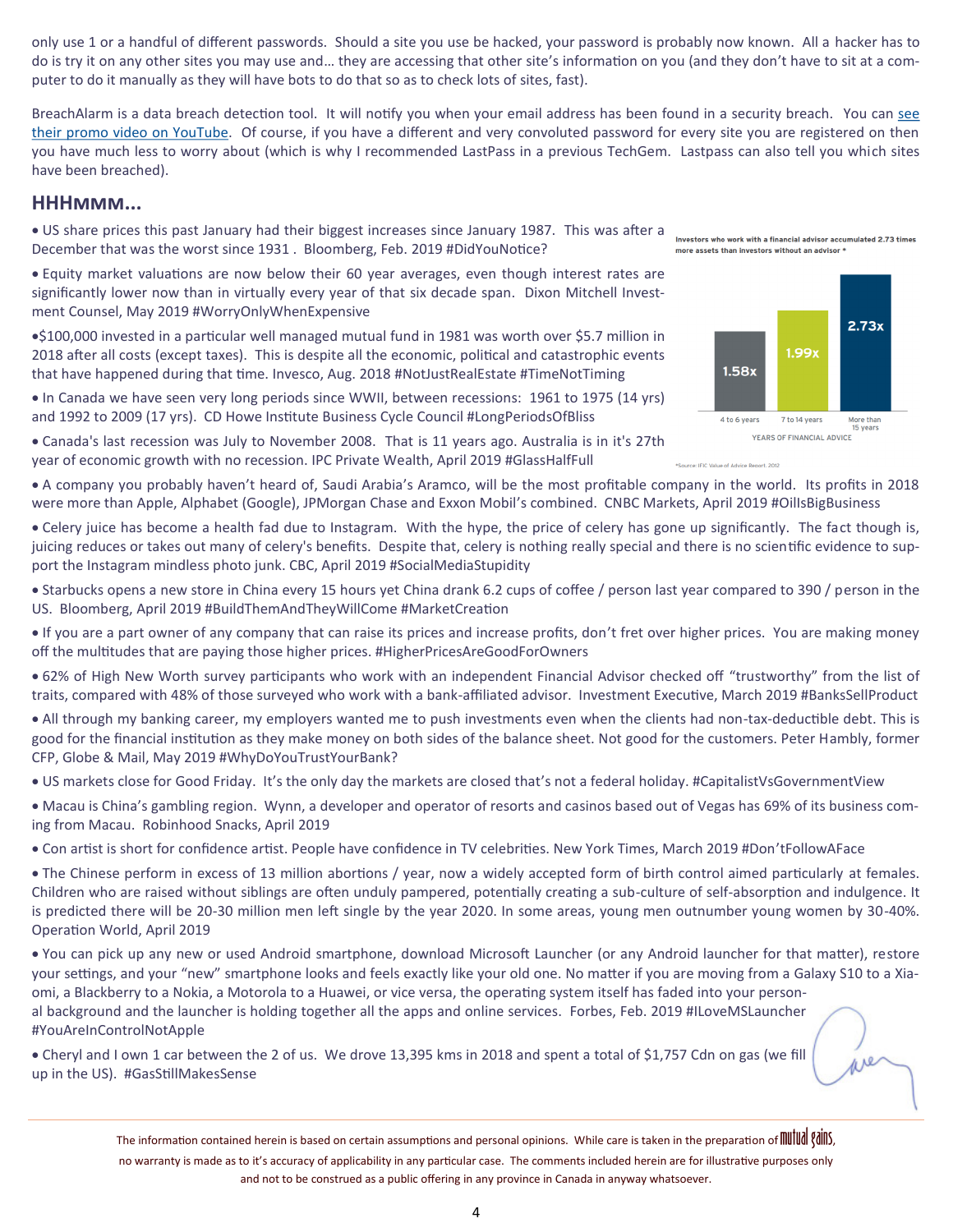only use 1 or a handful of different passwords. Should a site you use be hacked, your password is probably now known. All a hacker has to do is try it on any other sites you may use and… they are accessing that other site's information on you (and they don't have to sit at a computer to do it manually as they will have bots to do that so as to check lots of sites, fast).

BreachAlarm is a data breach detection tool. It will notify you when your email address has been found in a security breach. You can [see their promo video on YouTube](). Of course, if you have a different and very convoluted password for every site you are registered on then you have much less to worry about (which is why I recommended LastPass in a previous TechGem. Lastpass can also tell you which sites have been breached).

## HHHMMM...

- US share prices this past January had their biggest increases since January 1987. This was after a December that was the worst since 1931 . Bloomberg, Feb. 2019 #DidYouNotice?

- Equity market valuations are now below their 60 year averages, even though interest rates are significantly lower now than in virtually every year of that six decade span. Dixon Mitchell Investment Counsel, May 2019 #WorryOnlyWhenExpensive

- $100,000 invested in a particular well managed mutual fund in 1981 was worth over $5.7 million in 2018 after all costs (except taxes). This is despite all the economic, political and catastrophic events that have happened during that time. Invesco, Aug. 2018 #NotJustRealEstate #TimeNotTiming

- In Canada we have seen very long periods since WWII, between recessions: 1961 to 1975 (14 yrs) and 1992 to 2009 (17 yrs). CD Howe Institute Business Cycle Council #LongPeriodsOfBliss

- Canada's last recession was July to November 2008. That is 11 years ago. Australia is in it's 27th year of economic growth with no recession. IPC Private Wealth, April 2019 #GlassHalfFull

Investors who work with a financial advisor accumulated 2.73 times more assets than investors without an advisor *

1.58x
1.99x
2.73x
4 to 6 years
7 to 14 years
More than 15 years
YEARS OF FINANCIAL ADVICE

*Source: IFIC Value of Advice Report, 2012

- A company you probably haven't heard of, Saudi Arabia's Aramco, will be the most profitable company in the world. Its profits in 2018 were more than Apple, Alphabet (Google), JPMorgan Chase and Exxon Mobil's combined. CNBC Markets, April 2019 #OilIsBigBusiness

- Celery juice has become a health fad due to Instagram. With the hype, the price of celery has gone up significantly. The fact though is, juicing reduces or takes out many of celery's benefits. Despite that, celery is nothing really special and there is no scientific evidence to support the Instagram mindless photo junk. CBC, April 2019 #SocialMediaStupidity

- Starbucks opens a new store in China every 15 hours yet China drank 6.2 cups of coffee / person last year compared to 390 / person in the US. Bloomberg, April 2019 #BuildThemAndTheyWillCome #MarketCreation

- If you are a part owner of any company that can raise its prices and increase profits, don't fret over higher prices. You are making money off the multitudes that are paying those higher prices. #HigherPricesAreGoodForOwners

- 62% of High New Worth survey participants who work with an independent Financial Advisor checked off "trustworthy" from the list of traits, compared with 48% of those surveyed who work with a bank-affiliated advisor. Investment Executive, March 2019 #BanksSellProduct

- All through my banking career, my employers wanted me to push investments even when the clients had non-tax-deductible debt. This is good for the financial institution as they make money on both sides of the balance sheet. Not good for the customers. Peter Hambly, former CFP, Globe & Mail, May 2019 #WhyDoYouTrustYourBank?

- US markets close for Good Friday. It's the only day the markets are closed that's not a federal holiday. #CapitalistVsGovernmentView

- Macau is China's gambling region. Wynn, a developer and operator of resorts and casinos based out of Vegas has 69% of its business coming from Macau. Robinhood Snacks, April 2019

- Con artist is short for confidence artist. People have confidence in TV celebrities. New York Times, March 2019 #Don'tFollowAFace

- The Chinese perform in excess of 13 million abortions / year, now a widely accepted form of birth control aimed particularly at females. Children who are raised without siblings are often unduly pampered, potentially creating a sub-culture of self-absorption and indulgence. It is predicted there will be 20-30 million men left single by the year 2020. In some areas, young men outnumber young women by 30-40%. Operation World, April 2019

- You can pick up any new or used Android smartphone, download Microsoft Launcher (or any Android launcher for that matter), restore your settings, and your "new" smartphone looks and feels exactly like your old one. No matter if you are moving from a Galaxy S10 to a Xiaomi, a Blackberry to a Nokia, a Motorola to a Huawei, or vice versa, the operating system itself has faded into your personal background and the launcher is holding together all the apps and online services. Forbes, Feb. 2019 #ILoveMSLauncher #YouAreInControlNotApple

- Cheryl and I own 1 car between the 2 of us. We drove 13,395 kms in 2018 and spent a total of $1,757 Cdn on gas (we fill up in the US). #GasStillMakesSense

The information contained herein is based on certain assumptions and personal opinions. While care is taken in the preparation of mutual gains, no warranty is made as to it's accuracy of applicability in any particular case. The comments included herein are for illustrative purposes only and not to be construed as a public offering in any province in Canada in anyway whatsoever.